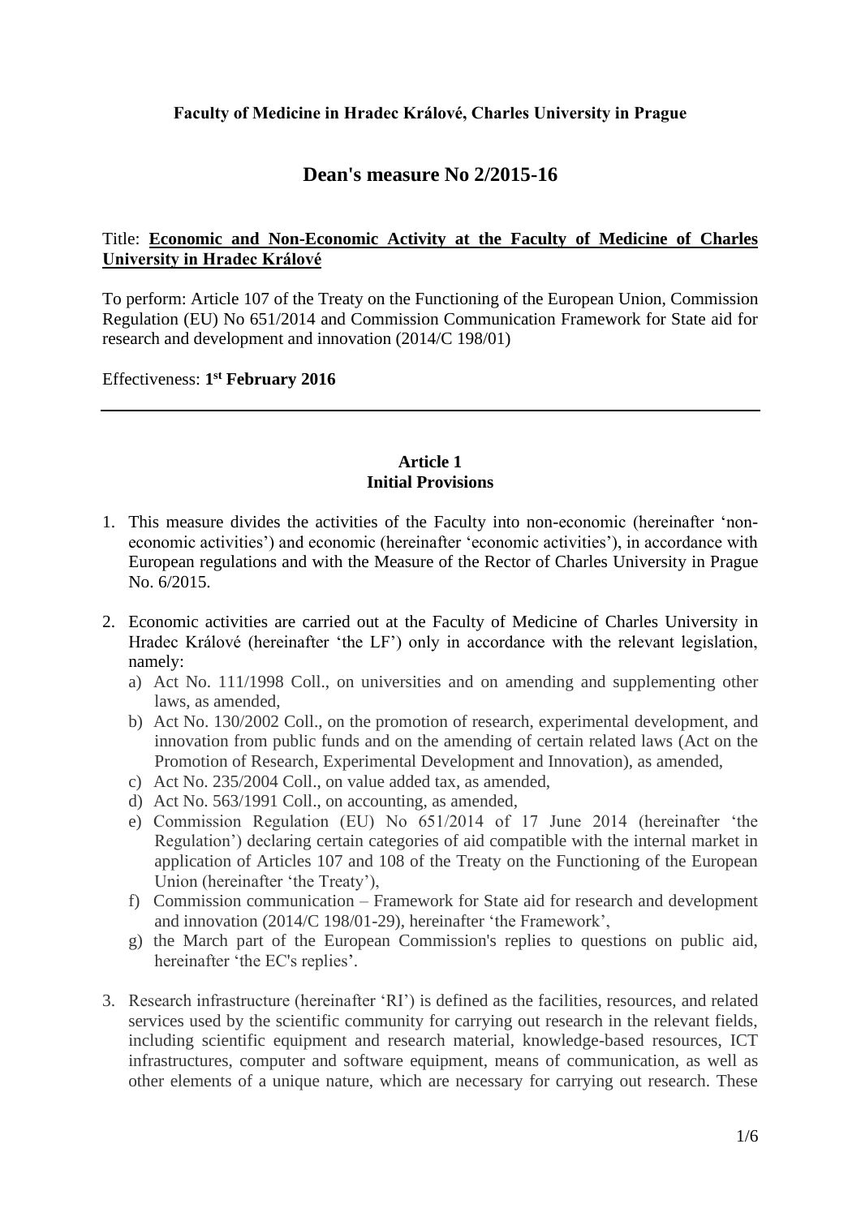**Faculty of Medicine in Hradec Králové, Charles University in Prague**

# Dean's measure No 2/2015-16

Title: **Economic and Non-Economic Activity at the Faculty of Medicine of Charles University in Hradec Králové**

To perform: Article 107 of the Treaty on the Functioning of the European Union, Commission Regulation (EU) No 651/2014 and Commission Communication Framework for State aid for research and development and innovation (2014/C 198/01)

Effectiveness: **1st February 2016**

---

## Article 1
## Initial Provisions

1. This measure divides the activities of the Faculty into non-economic (hereinafter 'non-economic activities') and economic (hereinafter 'economic activities'), in accordance with European regulations and with the Measure of the Rector of Charles University in Prague No. 6/2015.

2. Economic activities are carried out at the Faculty of Medicine of Charles University in Hradec Králové (hereinafter 'the LF') only in accordance with the relevant legislation, namely:
   a) Act No. 111/1998 Coll., on universities and on amending and supplementing other laws, as amended,
   b) Act No. 130/2002 Coll., on the promotion of research, experimental development, and innovation from public funds and on the amending of certain related laws (Act on the Promotion of Research, Experimental Development and Innovation), as amended,
   c) Act No. 235/2004 Coll., on value added tax, as amended,
   d) Act No. 563/1991 Coll., on accounting, as amended,
   e) Commission Regulation (EU) No 651/2014 of 17 June 2014 (hereinafter 'the Regulation') declaring certain categories of aid compatible with the internal market in application of Articles 107 and 108 of the Treaty on the Functioning of the European Union (hereinafter 'the Treaty'),
   f) Commission communication – Framework for State aid for research and development and innovation (2014/C 198/01-29), hereinafter 'the Framework',
   g) the March part of the European Commission's replies to questions on public aid, hereinafter 'the EC's replies'.

3. Research infrastructure (hereinafter 'RI') is defined as the facilities, resources, and related services used by the scientific community for carrying out research in the relevant fields, including scientific equipment and research material, knowledge-based resources, ICT infrastructures, computer and software equipment, means of communication, as well as other elements of a unique nature, which are necessary for carrying out research. These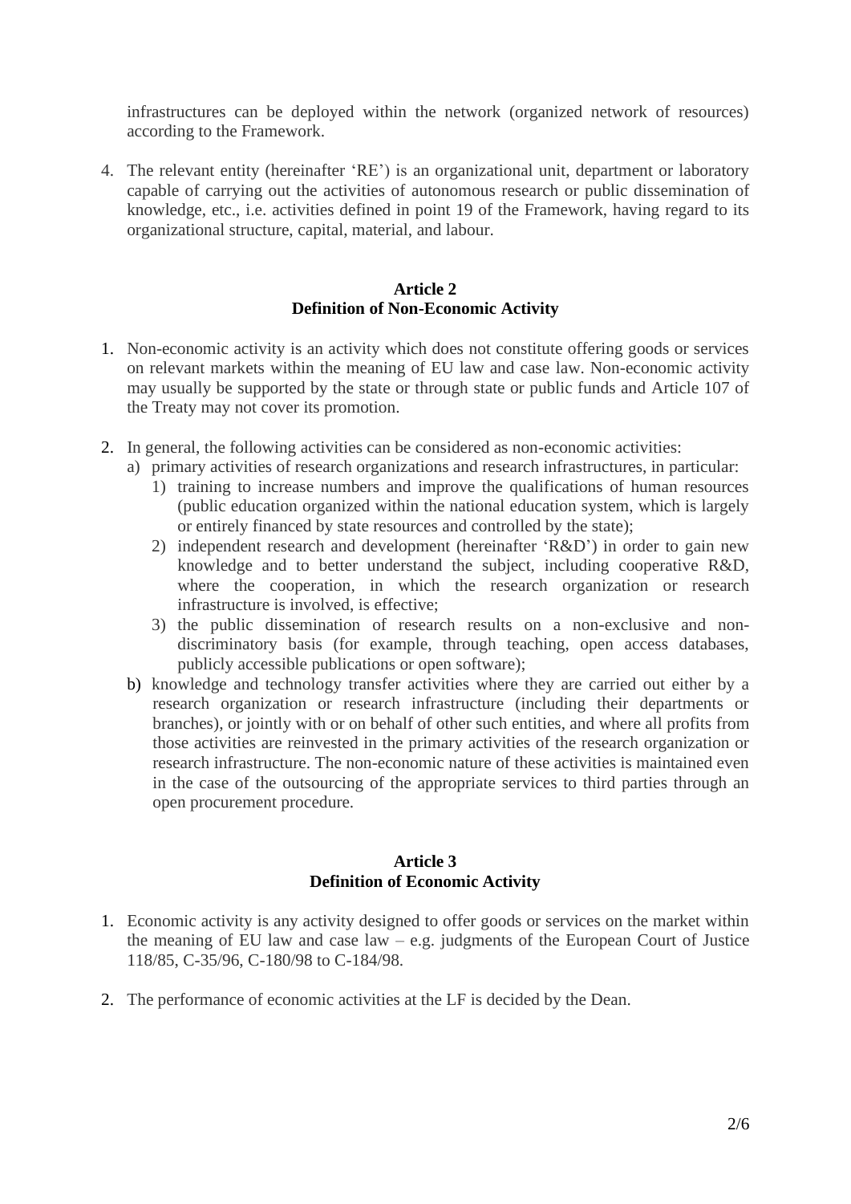infrastructures can be deployed within the network (organized network of resources) according to the Framework.

4. The relevant entity (hereinafter 'RE') is an organizational unit, department or laboratory capable of carrying out the activities of autonomous research or public dissemination of knowledge, etc., i.e. activities defined in point 19 of the Framework, having regard to its organizational structure, capital, material, and labour.

## Article 2
## Definition of Non-Economic Activity

1. Non-economic activity is an activity which does not constitute offering goods or services on relevant markets within the meaning of EU law and case law. Non-economic activity may usually be supported by the state or through state or public funds and Article 107 of the Treaty may not cover its promotion.

2. In general, the following activities can be considered as non-economic activities:
   a) primary activities of research organizations and research infrastructures, in particular:
      1) training to increase numbers and improve the qualifications of human resources (public education organized within the national education system, which is largely or entirely financed by state resources and controlled by the state);
      2) independent research and development (hereinafter 'R&D') in order to gain new knowledge and to better understand the subject, including cooperative R&D, where the cooperation, in which the research organization or research infrastructure is involved, is effective;
      3) the public dissemination of research results on a non-exclusive and non-discriminatory basis (for example, through teaching, open access databases, publicly accessible publications or open software);
   b) knowledge and technology transfer activities where they are carried out either by a research organization or research infrastructure (including their departments or branches), or jointly with or on behalf of other such entities, and where all profits from those activities are reinvested in the primary activities of the research organization or research infrastructure. The non-economic nature of these activities is maintained even in the case of the outsourcing of the appropriate services to third parties through an open procurement procedure.

## Article 3
## Definition of Economic Activity

1. Economic activity is any activity designed to offer goods or services on the market within the meaning of EU law and case law – e.g. judgments of the European Court of Justice 118/85, C-35/96, C-180/98 to C-184/98.

2. The performance of economic activities at the LF is decided by the Dean.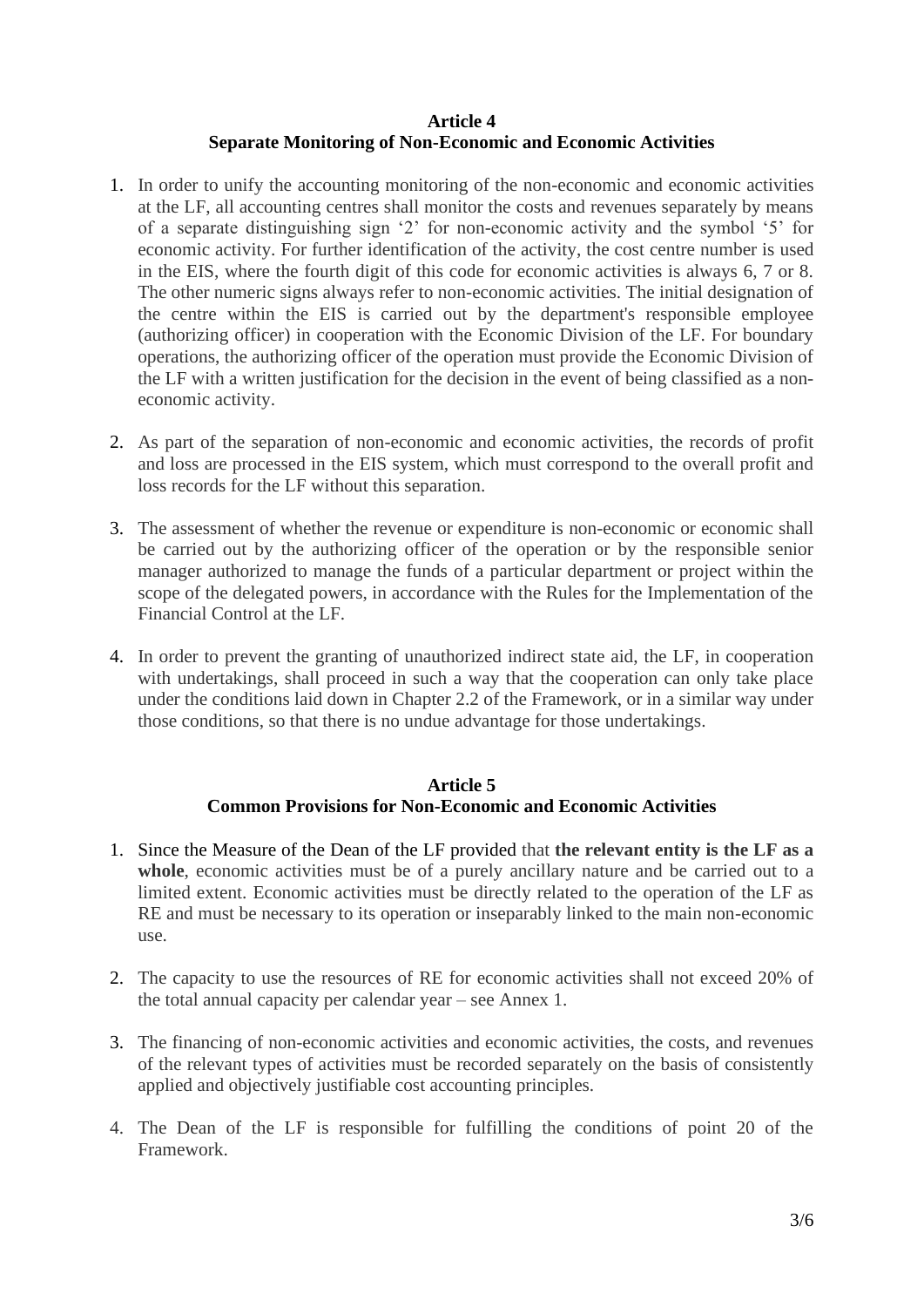## Article 4
## Separate Monitoring of Non-Economic and Economic Activities

1. In order to unify the accounting monitoring of the non-economic and economic activities at the LF, all accounting centres shall monitor the costs and revenues separately by means of a separate distinguishing sign '2' for non-economic activity and the symbol '5' for economic activity. For further identification of the activity, the cost centre number is used in the EIS, where the fourth digit of this code for economic activities is always 6, 7 or 8. The other numeric signs always refer to non-economic activities. The initial designation of the centre within the EIS is carried out by the department's responsible employee (authorizing officer) in cooperation with the Economic Division of the LF. For boundary operations, the authorizing officer of the operation must provide the Economic Division of the LF with a written justification for the decision in the event of being classified as a non-economic activity.

2. As part of the separation of non-economic and economic activities, the records of profit and loss are processed in the EIS system, which must correspond to the overall profit and loss records for the LF without this separation.

3. The assessment of whether the revenue or expenditure is non-economic or economic shall be carried out by the authorizing officer of the operation or by the responsible senior manager authorized to manage the funds of a particular department or project within the scope of the delegated powers, in accordance with the Rules for the Implementation of the Financial Control at the LF.

4. In order to prevent the granting of unauthorized indirect state aid, the LF, in cooperation with undertakings, shall proceed in such a way that the cooperation can only take place under the conditions laid down in Chapter 2.2 of the Framework, or in a similar way under those conditions, so that there is no undue advantage for those undertakings.

## Article 5
## Common Provisions for Non-Economic and Economic Activities

1. Since the Measure of the Dean of the LF provided that **the relevant entity is the LF as a whole**, economic activities must be of a purely ancillary nature and be carried out to a limited extent. Economic activities must be directly related to the operation of the LF as RE and must be necessary to its operation or inseparably linked to the main non-economic use.

2. The capacity to use the resources of RE for economic activities shall not exceed 20% of the total annual capacity per calendar year – see Annex 1.

3. The financing of non-economic activities and economic activities, the costs, and revenues of the relevant types of activities must be recorded separately on the basis of consistently applied and objectively justifiable cost accounting principles.

4. The Dean of the LF is responsible for fulfilling the conditions of point 20 of the Framework.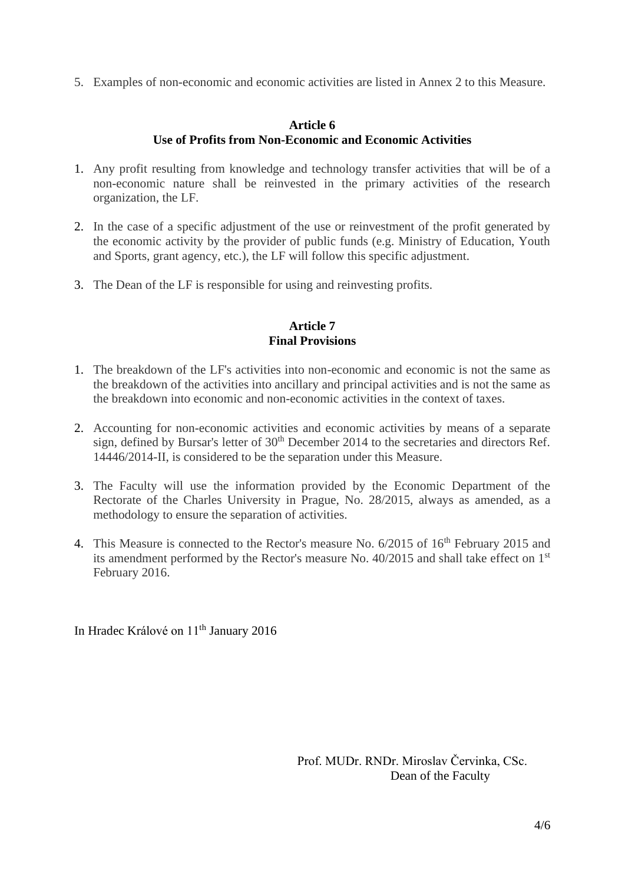5. Examples of non-economic and economic activities are listed in Annex 2 to this Measure.

## Article 6
## Use of Profits from Non-Economic and Economic Activities

1. Any profit resulting from knowledge and technology transfer activities that will be of a non-economic nature shall be reinvested in the primary activities of the research organization, the LF.

2. In the case of a specific adjustment of the use or reinvestment of the profit generated by the economic activity by the provider of public funds (e.g. Ministry of Education, Youth and Sports, grant agency, etc.), the LF will follow this specific adjustment.

3. The Dean of the LF is responsible for using and reinvesting profits.

## Article 7
## Final Provisions

1. The breakdown of the LF's activities into non-economic and economic is not the same as the breakdown of the activities into ancillary and principal activities and is not the same as the breakdown into economic and non-economic activities in the context of taxes.

2. Accounting for non-economic activities and economic activities by means of a separate sign, defined by Bursar's letter of 30th December 2014 to the secretaries and directors Ref. 14446/2014-II, is considered to be the separation under this Measure.

3. The Faculty will use the information provided by the Economic Department of the Rectorate of the Charles University in Prague, No. 28/2015, always as amended, as a methodology to ensure the separation of activities.

4. This Measure is connected to the Rector's measure No. 6/2015 of 16th February 2015 and its amendment performed by the Rector's measure No. 40/2015 and shall take effect on 1st February 2016.

In Hradec Králové on 11th January 2016

Prof. MUDr. RNDr. Miroslav Červinka, CSc.
Dean of the Faculty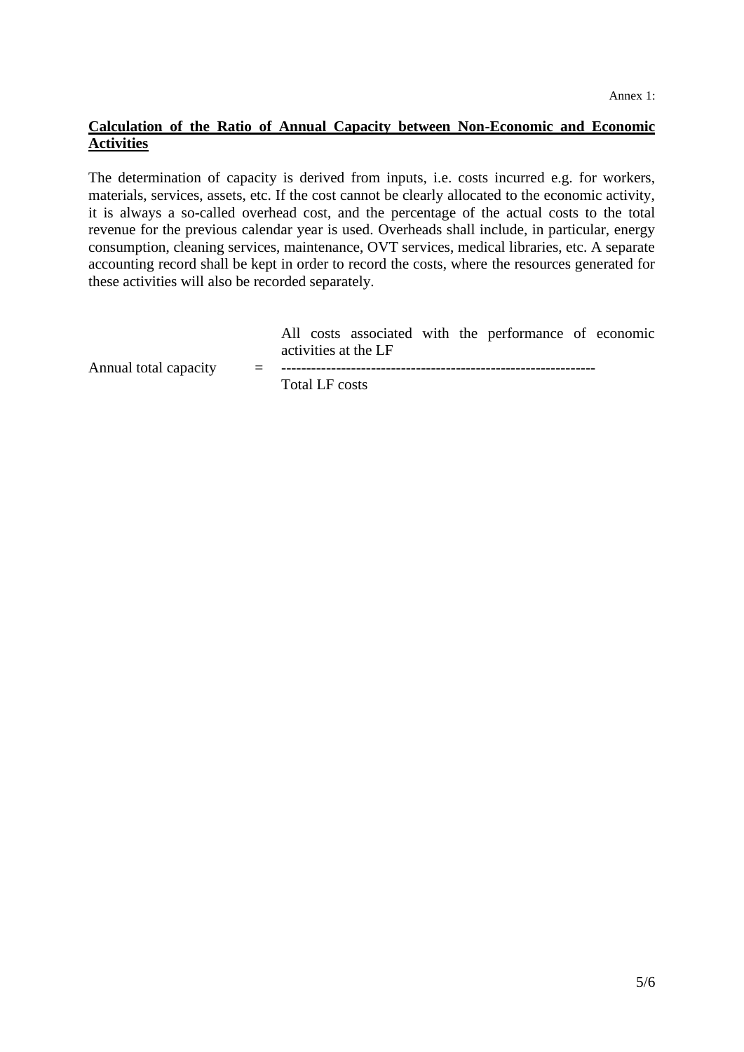Annex 1:

**Calculation of the Ratio of Annual Capacity between Non-Economic and Economic Activities**

The determination of capacity is derived from inputs, i.e. costs incurred e.g. for workers, materials, services, assets, etc. If the cost cannot be clearly allocated to the economic activity, it is always a so-called overhead cost, and the percentage of the actual costs to the total revenue for the previous calendar year is used. Overheads shall include, in particular, energy consumption, cleaning services, maintenance, OVT services, medical libraries, etc. A separate accounting record shall be kept in order to record the costs, where the resources generated for these activities will also be recorded separately.

$$\text{Annual total capacity} = \frac{\text{All costs associated with the performance of economic activities at the LF}}{\text{Total LF costs}}$$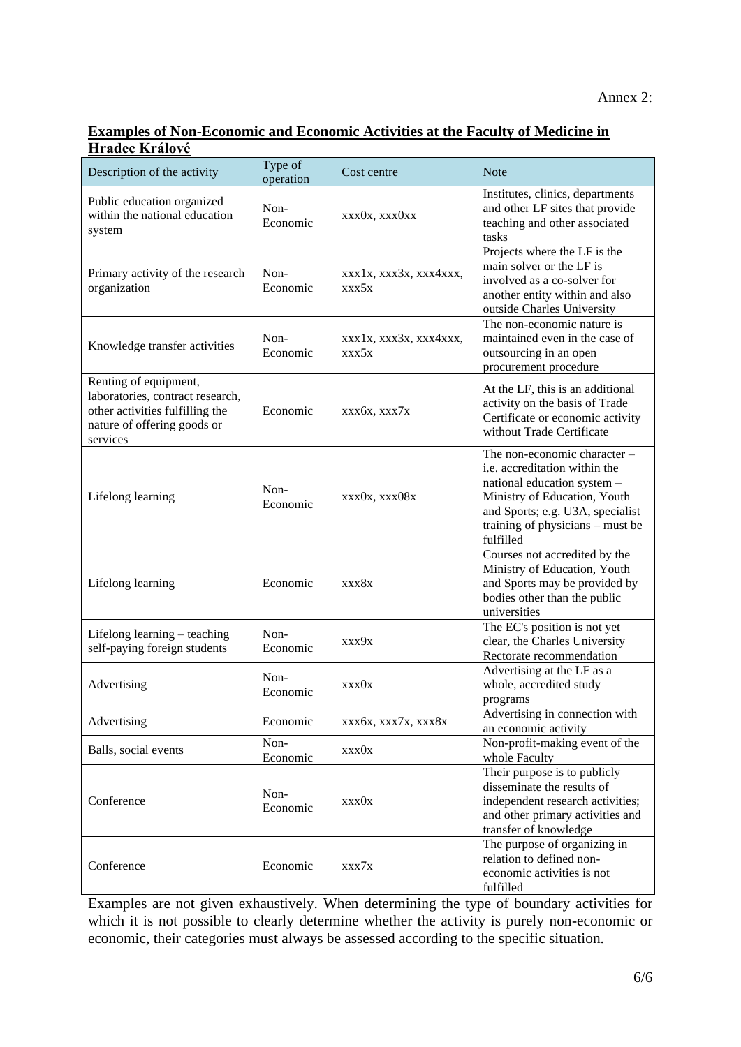Annex 2:

**Examples of Non-Economic and Economic Activities at the Faculty of Medicine in Hradec Králové**

| Description of the activity | Type of operation | Cost centre | Note |
|---|---|---|---|
| Public education organized within the national education system | Non-Economic | xxx0x, xxx0xx | Institutes, clinics, departments and other LF sites that provide teaching and other associated tasks |
| Primary activity of the research organization | Non-Economic | xxx1x, xxx3x, xxx4xxx, xxx5x | Projects where the LF is the main solver or the LF is involved as a co-solver for another entity within and also outside Charles University |
| Knowledge transfer activities | Non-Economic | xxx1x, xxx3x, xxx4xxx, xxx5x | The non-economic nature is maintained even in the case of outsourcing in an open procurement procedure |
| Renting of equipment, laboratories, contract research, other activities fulfilling the nature of offering goods or services | Economic | xxx6x, xxx7x | At the LF, this is an additional activity on the basis of Trade Certificate or economic activity without Trade Certificate |
| Lifelong learning | Non-Economic | xxx0x, xxx08x | The non-economic character – i.e. accreditation within the national education system – Ministry of Education, Youth and Sports; e.g. U3A, specialist training of physicians – must be fulfilled |
| Lifelong learning | Economic | xxx8x | Courses not accredited by the Ministry of Education, Youth and Sports may be provided by bodies other than the public universities |
| Lifelong learning – teaching self-paying foreign students | Non-Economic | xxx9x | The EC's position is not yet clear, the Charles University Rectorate recommendation |
| Advertising | Non-Economic | xxx0x | Advertising at the LF as a whole, accredited study programs |
| Advertising | Economic | xxx6x, xxx7x, xxx8x | Advertising in connection with an economic activity |
| Balls, social events | Non-Economic | xxx0x | Non-profit-making event of the whole Faculty |
| Conference | Non-Economic | xxx0x | Their purpose is to publicly disseminate the results of independent research activities; and other primary activities and transfer of knowledge |
| Conference | Economic | xxx7x | The purpose of organizing in relation to defined non-economic activities is not fulfilled |

Examples are not given exhaustively. When determining the type of boundary activities for which it is not possible to clearly determine whether the activity is purely non-economic or economic, their categories must always be assessed according to the specific situation.